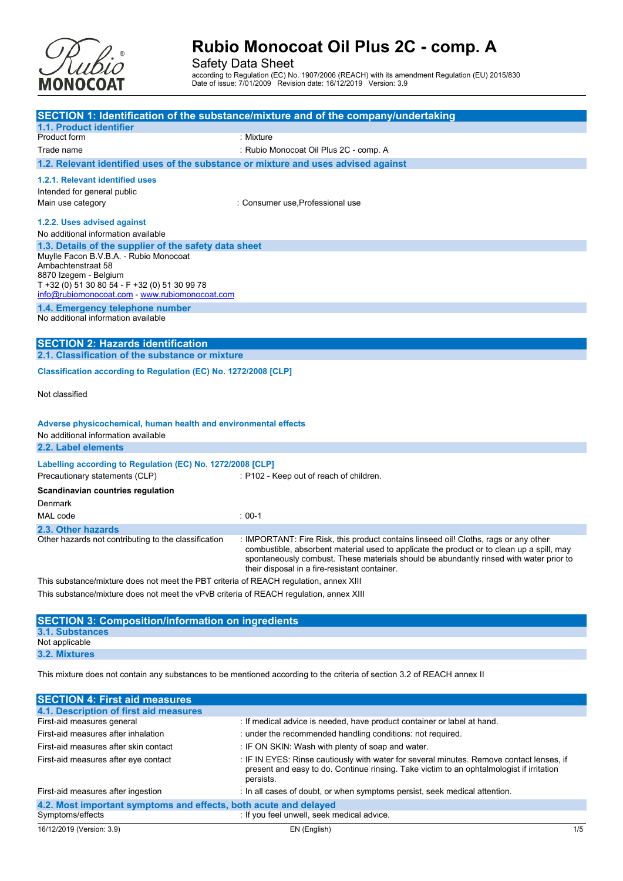# Rubio Monocoat Oil Plus 2C - comp. A

Safety Data Sheet

according to Regulation (EC) No. 1907/2006 (REACH) with its amendment Regulation (EU) 2015/830
Date of issue: 7/01/2009 Revision date: 16/12/2019 Version: 3.9

## SECTION 1: Identification of the substance/mixture and of the company/undertaking

### 1.1. Product identifier

| | |
|---|---|
| Product form | : Mixture |
| Trade name | : Rubio Monocoat Oil Plus 2C - comp. A |

### 1.2. Relevant identified uses of the substance or mixture and uses advised against

#### 1.2.1. Relevant identified uses

Intended for general public

| | |
|---|---|
| Main use category | : Consumer use,Professional use |

#### 1.2.2. Uses advised against

No additional information available

### 1.3. Details of the supplier of the safety data sheet

Muylle Facon B.V.B.A. - Rubio Monocoat
Ambachtenstraat 58
8870 Izegem - Belgium
T +32 (0) 51 30 80 54 - F +32 (0) 51 30 99 78
info@rubiomonocoat.com - www.rubiomonocoat.com

### 1.4. Emergency telephone number

No additional information available

## SECTION 2: Hazards identification

### 2.1. Classification of the substance or mixture

**Classification according to Regulation (EC) No. 1272/2008 [CLP]**

Not classified

**Adverse physicochemical, human health and environmental effects**

No additional information available

### 2.2. Label elements

**Labelling according to Regulation (EC) No. 1272/2008 [CLP]**

| | |
|---|---|
| Precautionary statements (CLP) | : P102 - Keep out of reach of children. |

**Scandinavian countries regulation**

Denmark

| | |
|---|---|
| MAL code | : 00-1 |

### 2.3. Other hazards

| | |
|---|---|
| Other hazards not contributing to the classification | : IMPORTANT: Fire Risk, this product contains linseed oil! Cloths, rags or any other combustible, absorbent material used to applicate the product or to clean up a spill, may spontaneously combust. These materials should be abundantly rinsed with water prior to their disposal in a fire-resistant container. |

This substance/mixture does not meet the PBT criteria of REACH regulation, annex XIII

This substance/mixture does not meet the vPvB criteria of REACH regulation, annex XIII

## SECTION 3: Composition/information on ingredients

### 3.1. Substances

Not applicable

### 3.2. Mixtures

This mixture does not contain any substances to be mentioned according to the criteria of section 3.2 of REACH annex II

## SECTION 4: First aid measures

### 4.1. Description of first aid measures

| | |
|---|---|
| First-aid measures general | : If medical advice is needed, have product container or label at hand. |
| First-aid measures after inhalation | : under the recommended handling conditions: not required. |
| First-aid measures after skin contact | : IF ON SKIN: Wash with plenty of soap and water. |
| First-aid measures after eye contact | : IF IN EYES: Rinse cautiously with water for several minutes. Remove contact lenses, if present and easy to do. Continue rinsing. Take victim to an ophtalmologist if irritation persists. |
| First-aid measures after ingestion | : In all cases of doubt, or when symptoms persist, seek medical attention. |

### 4.2. Most important symptoms and effects, both acute and delayed

| | |
|---|---|
| Symptoms/effects | : If you feel unwell, seek medical advice. |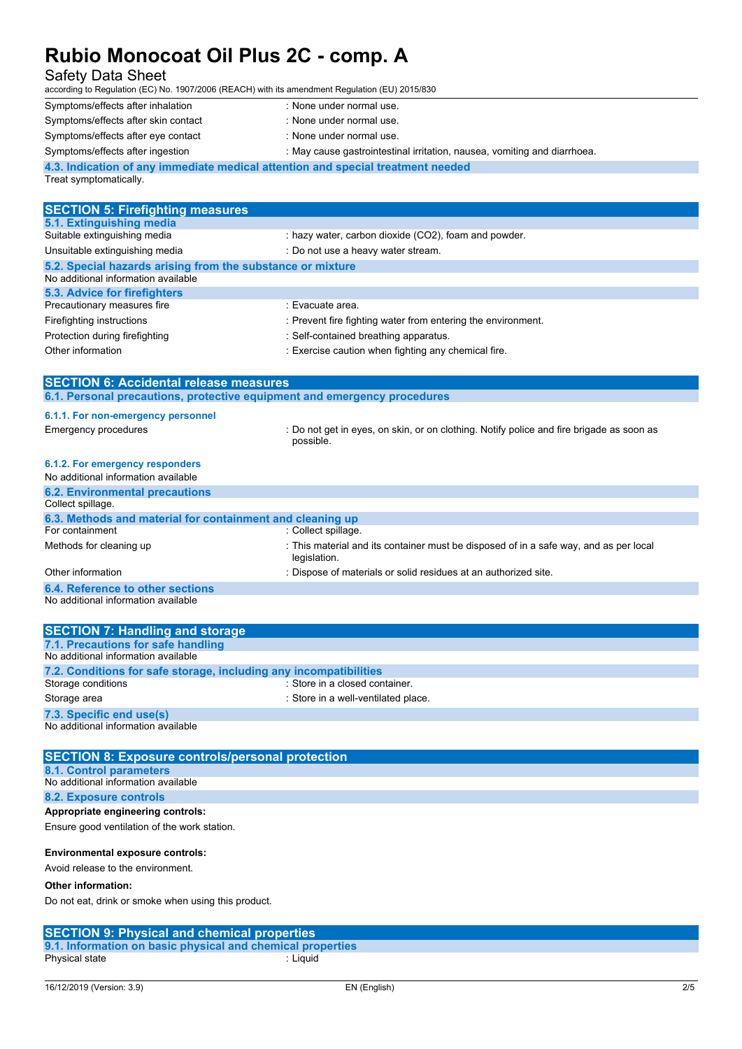| | |
|---|---|
| Symptoms/effects after inhalation | : None under normal use. |
| Symptoms/effects after skin contact | : None under normal use. |
| Symptoms/effects after eye contact | : None under normal use. |
| Symptoms/effects after ingestion | : May cause gastrointestinal irritation, nausea, vomiting and diarrhoea. |

### 4.3. Indication of any immediate medical attention and special treatment needed

Treat symptomatically.

## SECTION 5: Firefighting measures

### 5.1. Extinguishing media

| | |
|---|---|
| Suitable extinguishing media | : hazy water, carbon dioxide ($CO_2$), foam and powder. |
| Unsuitable extinguishing media | : Do not use a heavy water stream. |

### 5.2. Special hazards arising from the substance or mixture

No additional information available

### 5.3. Advice for firefighters

| | |
|---|---|
| Precautionary measures fire | : Evacuate area. |
| Firefighting instructions | : Prevent fire fighting water from entering the environment. |
| Protection during firefighting | : Self-contained breathing apparatus. |
| Other information | : Exercise caution when fighting any chemical fire. |

## SECTION 6: Accidental release measures

### 6.1. Personal precautions, protective equipment and emergency procedures

#### 6.1.1. For non-emergency personnel

| | |
|---|---|
| Emergency procedures | : Do not get in eyes, on skin, or on clothing. Notify police and fire brigade as soon as possible. |

#### 6.1.2. For emergency responders

No additional information available

### 6.2. Environmental precautions

Collect spillage.

### 6.3. Methods and material for containment and cleaning up

| | |
|---|---|
| For containment | : Collect spillage. |
| Methods for cleaning up | : This material and its container must be disposed of in a safe way, and as per local legislation. |
| Other information | : Dispose of materials or solid residues at an authorized site. |

### 6.4. Reference to other sections

No additional information available

## SECTION 7: Handling and storage

### 7.1. Precautions for safe handling

No additional information available

### 7.2. Conditions for safe storage, including any incompatibilities

| | |
|---|---|
| Storage conditions | : Store in a closed container. |
| Storage area | : Store in a well-ventilated place. |

### 7.3. Specific end use(s)

No additional information available

## SECTION 8: Exposure controls/personal protection

### 8.1. Control parameters

No additional information available

### 8.2. Exposure controls

**Appropriate engineering controls:**

Ensure good ventilation of the work station.

**Environmental exposure controls:**

Avoid release to the environment.

**Other information:**

Do not eat, drink or smoke when using this product.

## SECTION 9: Physical and chemical properties

### 9.1. Information on basic physical and chemical properties

| | |
|---|---|
| Physical state | : Liquid |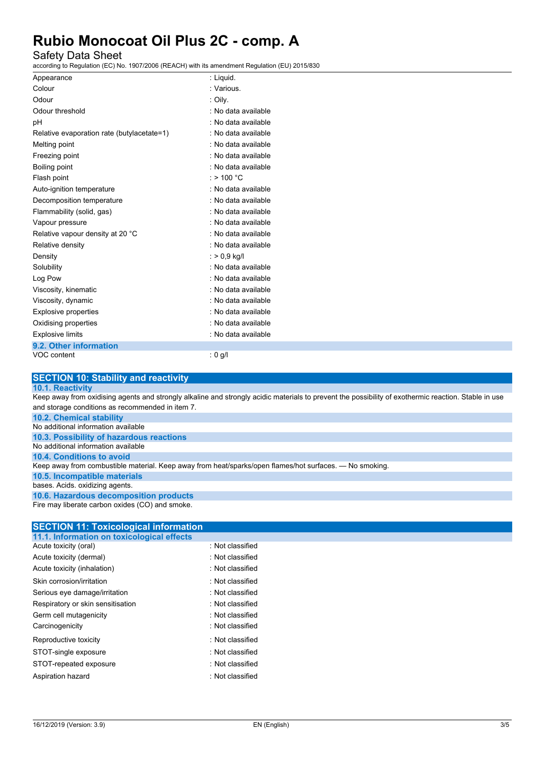| | |
|---|---|
| Appearance | : Liquid. |
| Colour | : Various. |
| Odour | : Oily. |
| Odour threshold | : No data available |
| pH | : No data available |
| Relative evaporation rate (butylacetate=1) | : No data available |
| Melting point | : No data available |
| Freezing point | : No data available |
| Boiling point | : No data available |
| Flash point | : > 100 °C |
| Auto-ignition temperature | : No data available |
| Decomposition temperature | : No data available |
| Flammability (solid, gas) | : No data available |
| Vapour pressure | : No data available |
| Relative vapour density at 20 °C | : No data available |
| Relative density | : No data available |
| Density | : > 0,9 kg/l |
| Solubility | : No data available |
| Log Pow | : No data available |
| Viscosity, kinematic | : No data available |
| Viscosity, dynamic | : No data available |
| Explosive properties | : No data available |
| Oxidising properties | : No data available |
| Explosive limits | : No data available |

### 9.2. Other information

| | |
|---|---|
| VOC content | : 0 g/l |

## SECTION 10: Stability and reactivity

### 10.1. Reactivity

Keep away from oxidising agents and strongly alkaline and strongly acidic materials to prevent the possibility of exothermic reaction. Stable in use and storage conditions as recommended in item 7.

### 10.2. Chemical stability

No additional information available

### 10.3. Possibility of hazardous reactions

No additional information available

### 10.4. Conditions to avoid

Keep away from combustible material. Keep away from heat/sparks/open flames/hot surfaces. — No smoking.

### 10.5. Incompatible materials

bases. Acids. oxidizing agents.

### 10.6. Hazardous decomposition products

Fire may liberate carbon oxides (CO) and smoke.

## SECTION 11: Toxicological information

### 11.1. Information on toxicological effects

| | |
|---|---|
| Acute toxicity (oral) | : Not classified |
| Acute toxicity (dermal) | : Not classified |
| Acute toxicity (inhalation) | : Not classified |
| Skin corrosion/irritation | : Not classified |
| Serious eye damage/irritation | : Not classified |
| Respiratory or skin sensitisation | : Not classified |
| Germ cell mutagenicity | : Not classified |
| Carcinogenicity | : Not classified |
| Reproductive toxicity | : Not classified |
| STOT-single exposure | : Not classified |
| STOT-repeated exposure | : Not classified |
| Aspiration hazard | : Not classified |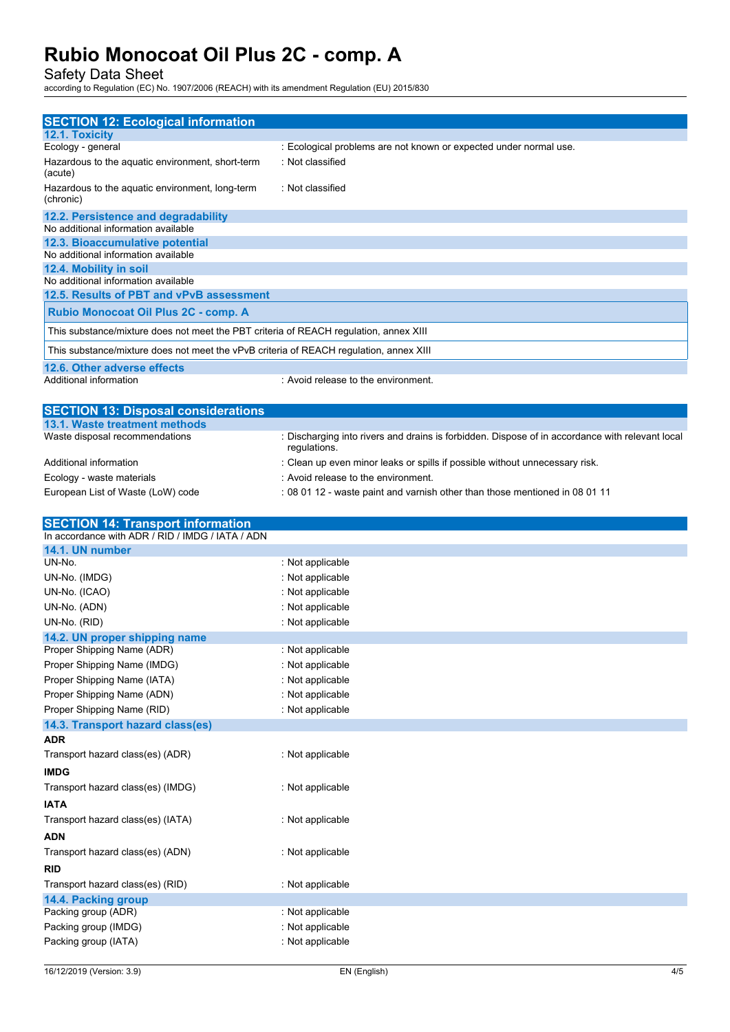## SECTION 12: Ecological information

### 12.1. Toxicity

| | |
|---|---|
| Ecology - general | : Ecological problems are not known or expected under normal use. |
| Hazardous to the aquatic environment, short-term (acute) | : Not classified |
| Hazardous to the aquatic environment, long-term (chronic) | : Not classified |

### 12.2. Persistence and degradability

No additional information available

### 12.3. Bioaccumulative potential

No additional information available

### 12.4. Mobility in soil

No additional information available

### 12.5. Results of PBT and vPvB assessment

| Rubio Monocoat Oil Plus 2C - comp. A |
|---|
| This substance/mixture does not meet the PBT criteria of REACH regulation, annex XIII |
| This substance/mixture does not meet the vPvB criteria of REACH regulation, annex XIII |

### 12.6. Other adverse effects

| | |
|---|---|
| Additional information | : Avoid release to the environment. |

## SECTION 13: Disposal considerations

### 13.1. Waste treatment methods

| | |
|---|---|
| Waste disposal recommendations | : Discharging into rivers and drains is forbidden. Dispose of in accordance with relevant local regulations. |
| Additional information | : Clean up even minor leaks or spills if possible without unnecessary risk. |
| Ecology - waste materials | : Avoid release to the environment. |
| European List of Waste (LoW) code | : 08 01 12 - waste paint and varnish other than those mentioned in 08 01 11 |

## SECTION 14: Transport information

In accordance with ADR / RID / IMDG / IATA / ADN

### 14.1. UN number

| | |
|---|---|
| UN-No. | : Not applicable |
| UN-No. (IMDG) | : Not applicable |
| UN-No. (ICAO) | : Not applicable |
| UN-No. (ADN) | : Not applicable |
| UN-No. (RID) | : Not applicable |

### 14.2. UN proper shipping name

| | |
|---|---|
| Proper Shipping Name (ADR) | : Not applicable |
| Proper Shipping Name (IMDG) | : Not applicable |
| Proper Shipping Name (IATA) | : Not applicable |
| Proper Shipping Name (ADN) | : Not applicable |
| Proper Shipping Name (RID) | : Not applicable |

### 14.3. Transport hazard class(es)

**ADR**

| | |
|---|---|
| Transport hazard class(es) (ADR) | : Not applicable |

**IMDG**

| | |
|---|---|
| Transport hazard class(es) (IMDG) | : Not applicable |

**IATA**

| | |
|---|---|
| Transport hazard class(es) (IATA) | : Not applicable |

**ADN**

| | |
|---|---|
| Transport hazard class(es) (ADN) | : Not applicable |

**RID**

| | |
|---|---|
| Transport hazard class(es) (RID) | : Not applicable |

### 14.4. Packing group

| | |
|---|---|
| Packing group (ADR) | : Not applicable |
| Packing group (IMDG) | : Not applicable |
| Packing group (IATA) | : Not applicable |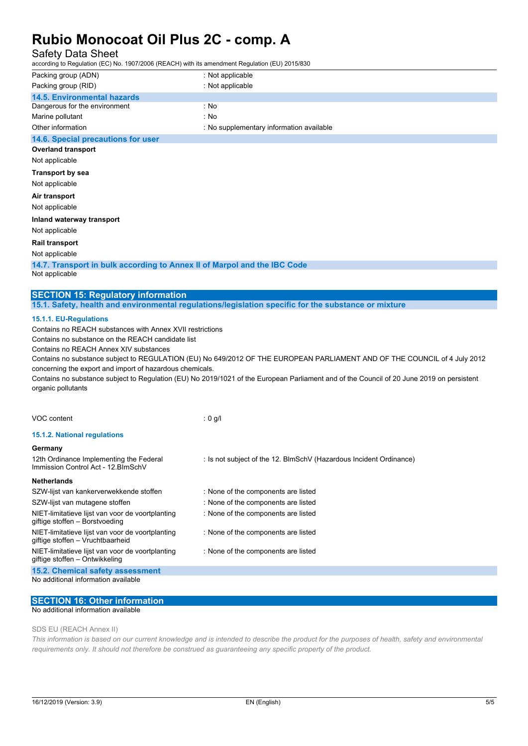| | |
|---|---|
| Packing group (ADN) | : Not applicable |
| Packing group (RID) | : Not applicable |

### 14.5. Environmental hazards

| | |
|---|---|
| Dangerous for the environment | : No |
| Marine pollutant | : No |
| Other information | : No supplementary information available |

### 14.6. Special precautions for user

**Overland transport**

Not applicable

**Transport by sea**

Not applicable

**Air transport**

Not applicable

**Inland waterway transport**

Not applicable

**Rail transport**

Not applicable

### 14.7. Transport in bulk according to Annex II of Marpol and the IBC Code

Not applicable

## SECTION 15: Regulatory information

### 15.1. Safety, health and environmental regulations/legislation specific for the substance or mixture

#### 15.1.1. EU-Regulations

Contains no REACH substances with Annex XVII restrictions

Contains no substance on the REACH candidate list

Contains no REACH Annex XIV substances

Contains no substance subject to REGULATION (EU) No 649/2012 OF THE EUROPEAN PARLIAMENT AND OF THE COUNCIL of 4 July 2012 concerning the export and import of hazardous chemicals.

Contains no substance subject to Regulation (EU) No 2019/1021 of the European Parliament and of the Council of 20 June 2019 on persistent organic pollutants

| | |
|---|---|
| VOC content | : 0 g/l |

#### 15.1.2. National regulations

**Germany**

| | |
|---|---|
| 12th Ordinance Implementing the Federal Immission Control Act - 12.BImSchV | : Is not subject of the 12. BlmSchV (Hazardous Incident Ordinance) |

**Netherlands**

| | |
|---|---|
| SZW-lijst van kankerverwekkende stoffen | : None of the components are listed |
| SZW-lijst van mutagene stoffen | : None of the components are listed |
| NIET-limitatieve lijst van voor de voortplanting giftige stoffen – Borstvoeding | : None of the components are listed |
| NIET-limitatieve lijst van voor de voortplanting giftige stoffen – Vruchtbaarheid | : None of the components are listed |
| NIET-limitatieve lijst van voor de voortplanting giftige stoffen – Ontwikkeling | : None of the components are listed |

### 15.2. Chemical safety assessment

No additional information available

## SECTION 16: Other information

No additional information available

SDS EU (REACH Annex II)

*This information is based on our current knowledge and is intended to describe the product for the purposes of health, safety and environmental requirements only. It should not therefore be construed as guaranteeing any specific property of the product.*